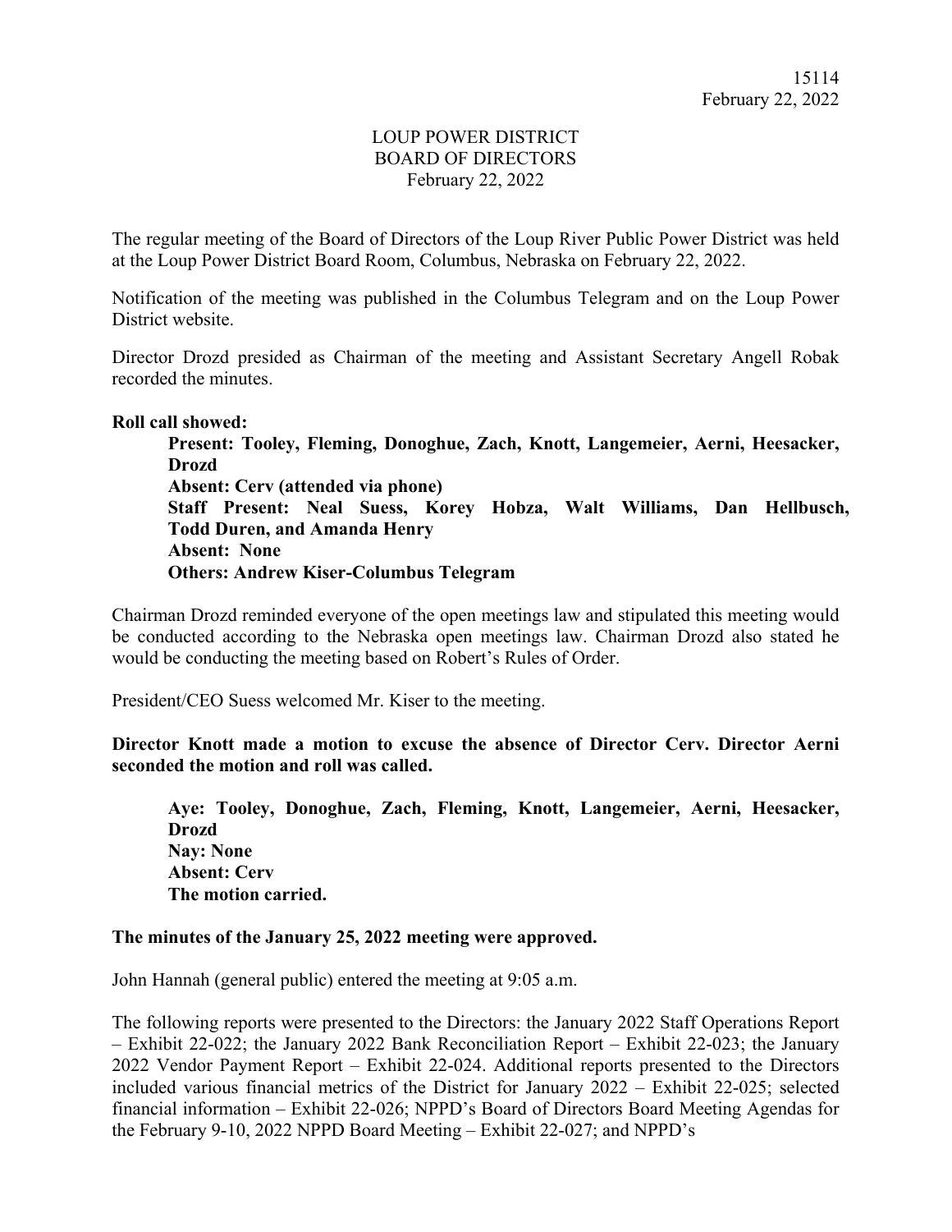15114
February 22, 2022

# LOUP POWER DISTRICT
# BOARD OF DIRECTORS
February 22, 2022

The regular meeting of the Board of Directors of the Loup River Public Power District was held at the Loup Power District Board Room, Columbus, Nebraska on February 22, 2022.

Notification of the meeting was published in the Columbus Telegram and on the Loup Power District website.

Director Drozd presided as Chairman of the meeting and Assistant Secretary Angell Robak recorded the minutes.

**Roll call showed:**

**Present: Tooley, Fleming, Donoghue, Zach, Knott, Langemeier, Aerni, Heesacker, Drozd**
**Absent: Cerv (attended via phone)**
**Staff Present: Neal Suess, Korey Hobza, Walt Williams, Dan Hellbusch, Todd Duren, and Amanda Henry**
**Absent: None**
**Others: Andrew Kiser-Columbus Telegram**

Chairman Drozd reminded everyone of the open meetings law and stipulated this meeting would be conducted according to the Nebraska open meetings law. Chairman Drozd also stated he would be conducting the meeting based on Robert's Rules of Order.

President/CEO Suess welcomed Mr. Kiser to the meeting.

**Director Knott made a motion to excuse the absence of Director Cerv. Director Aerni seconded the motion and roll was called.**

**Aye: Tooley, Donoghue, Zach, Fleming, Knott, Langemeier, Aerni, Heesacker, Drozd**
**Nay: None**
**Absent: Cerv**
**The motion carried.**

**The minutes of the January 25, 2022 meeting were approved.**

John Hannah (general public) entered the meeting at 9:05 a.m.

The following reports were presented to the Directors: the January 2022 Staff Operations Report – Exhibit 22-022; the January 2022 Bank Reconciliation Report – Exhibit 22-023; the January 2022 Vendor Payment Report – Exhibit 22-024. Additional reports presented to the Directors included various financial metrics of the District for January 2022 – Exhibit 22-025; selected financial information – Exhibit 22-026; NPPD's Board of Directors Board Meeting Agendas for the February 9-10, 2022 NPPD Board Meeting – Exhibit 22-027; and NPPD's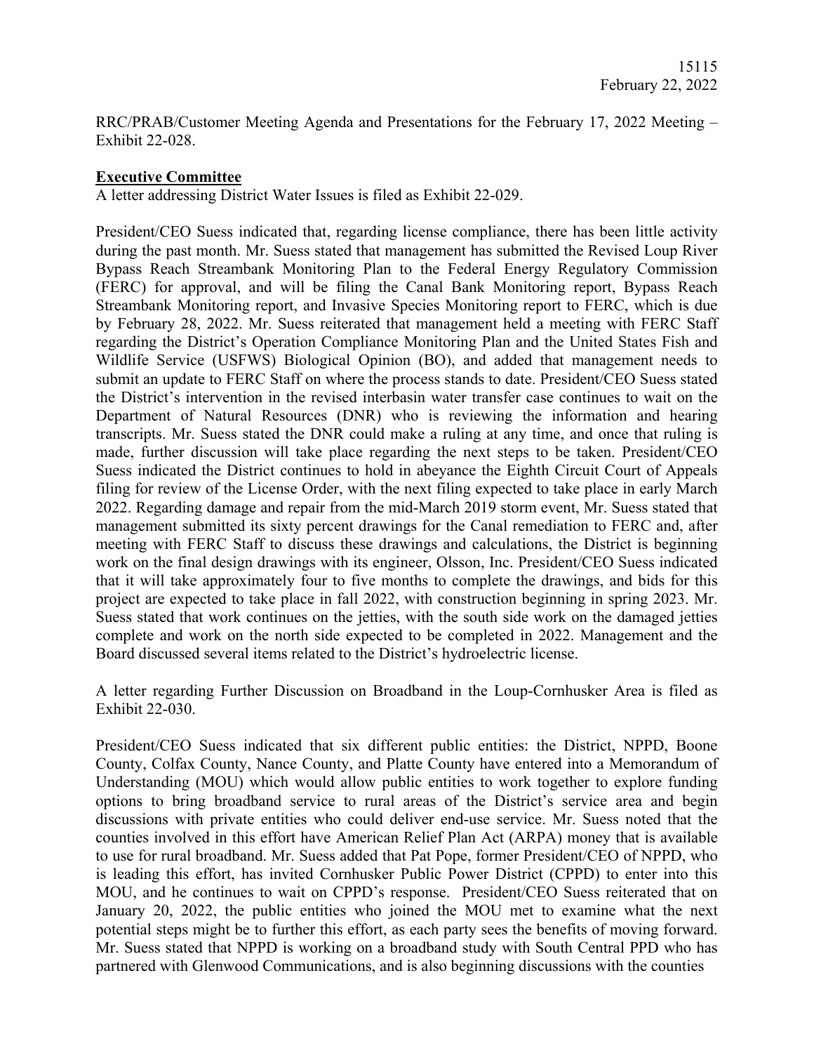RRC/PRAB/Customer Meeting Agenda and Presentations for the February 17, 2022 Meeting – Exhibit 22-028.

**Executive Committee**

A letter addressing District Water Issues is filed as Exhibit 22-029.

President/CEO Suess indicated that, regarding license compliance, there has been little activity during the past month. Mr. Suess stated that management has submitted the Revised Loup River Bypass Reach Streambank Monitoring Plan to the Federal Energy Regulatory Commission (FERC) for approval, and will be filing the Canal Bank Monitoring report, Bypass Reach Streambank Monitoring report, and Invasive Species Monitoring report to FERC, which is due by February 28, 2022. Mr. Suess reiterated that management held a meeting with FERC Staff regarding the District's Operation Compliance Monitoring Plan and the United States Fish and Wildlife Service (USFWS) Biological Opinion (BO), and added that management needs to submit an update to FERC Staff on where the process stands to date. President/CEO Suess stated the District's intervention in the revised interbasin water transfer case continues to wait on the Department of Natural Resources (DNR) who is reviewing the information and hearing transcripts. Mr. Suess stated the DNR could make a ruling at any time, and once that ruling is made, further discussion will take place regarding the next steps to be taken. President/CEO Suess indicated the District continues to hold in abeyance the Eighth Circuit Court of Appeals filing for review of the License Order, with the next filing expected to take place in early March 2022. Regarding damage and repair from the mid-March 2019 storm event, Mr. Suess stated that management submitted its sixty percent drawings for the Canal remediation to FERC and, after meeting with FERC Staff to discuss these drawings and calculations, the District is beginning work on the final design drawings with its engineer, Olsson, Inc. President/CEO Suess indicated that it will take approximately four to five months to complete the drawings, and bids for this project are expected to take place in fall 2022, with construction beginning in spring 2023. Mr. Suess stated that work continues on the jetties, with the south side work on the damaged jetties complete and work on the north side expected to be completed in 2022. Management and the Board discussed several items related to the District's hydroelectric license.

A letter regarding Further Discussion on Broadband in the Loup-Cornhusker Area is filed as Exhibit 22-030.

President/CEO Suess indicated that six different public entities: the District, NPPD, Boone County, Colfax County, Nance County, and Platte County have entered into a Memorandum of Understanding (MOU) which would allow public entities to work together to explore funding options to bring broadband service to rural areas of the District's service area and begin discussions with private entities who could deliver end-use service. Mr. Suess noted that the counties involved in this effort have American Relief Plan Act (ARPA) money that is available to use for rural broadband. Mr. Suess added that Pat Pope, former President/CEO of NPPD, who is leading this effort, has invited Cornhusker Public Power District (CPPD) to enter into this MOU, and he continues to wait on CPPD's response. President/CEO Suess reiterated that on January 20, 2022, the public entities who joined the MOU met to examine what the next potential steps might be to further this effort, as each party sees the benefits of moving forward. Mr. Suess stated that NPPD is working on a broadband study with South Central PPD who has partnered with Glenwood Communications, and is also beginning discussions with the counties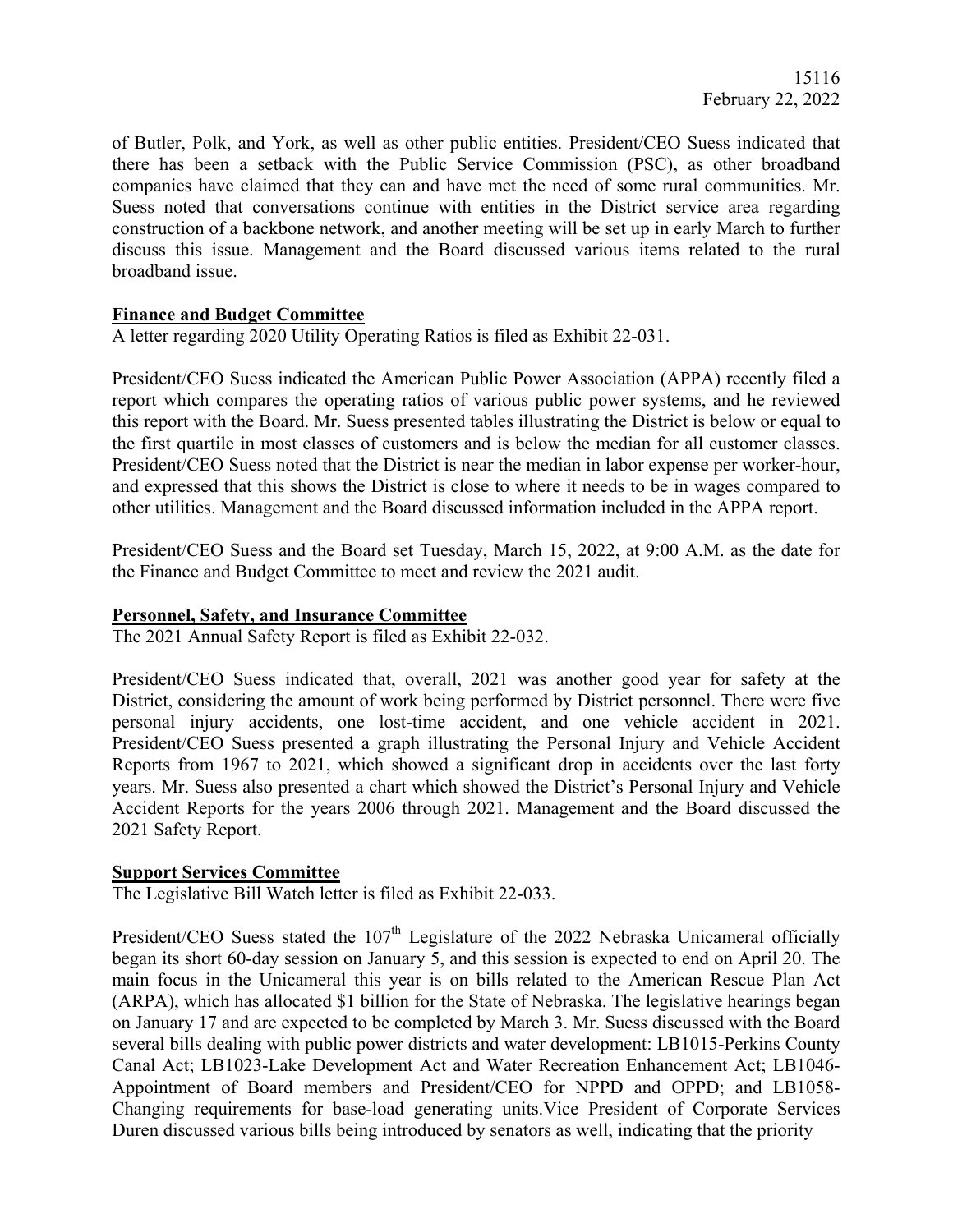of Butler, Polk, and York, as well as other public entities. President/CEO Suess indicated that there has been a setback with the Public Service Commission (PSC), as other broadband companies have claimed that they can and have met the need of some rural communities. Mr. Suess noted that conversations continue with entities in the District service area regarding construction of a backbone network, and another meeting will be set up in early March to further discuss this issue. Management and the Board discussed various items related to the rural broadband issue.

**Finance and Budget Committee**

A letter regarding 2020 Utility Operating Ratios is filed as Exhibit 22-031.

President/CEO Suess indicated the American Public Power Association (APPA) recently filed a report which compares the operating ratios of various public power systems, and he reviewed this report with the Board. Mr. Suess presented tables illustrating the District is below or equal to the first quartile in most classes of customers and is below the median for all customer classes. President/CEO Suess noted that the District is near the median in labor expense per worker-hour, and expressed that this shows the District is close to where it needs to be in wages compared to other utilities. Management and the Board discussed information included in the APPA report.

President/CEO Suess and the Board set Tuesday, March 15, 2022, at 9:00 A.M. as the date for the Finance and Budget Committee to meet and review the 2021 audit.

**Personnel, Safety, and Insurance Committee**

The 2021 Annual Safety Report is filed as Exhibit 22-032.

President/CEO Suess indicated that, overall, 2021 was another good year for safety at the District, considering the amount of work being performed by District personnel. There were five personal injury accidents, one lost-time accident, and one vehicle accident in 2021. President/CEO Suess presented a graph illustrating the Personal Injury and Vehicle Accident Reports from 1967 to 2021, which showed a significant drop in accidents over the last forty years. Mr. Suess also presented a chart which showed the District's Personal Injury and Vehicle Accident Reports for the years 2006 through 2021. Management and the Board discussed the 2021 Safety Report.

**Support Services Committee**

The Legislative Bill Watch letter is filed as Exhibit 22-033.

President/CEO Suess stated the 107th Legislature of the 2022 Nebraska Unicameral officially began its short 60-day session on January 5, and this session is expected to end on April 20. The main focus in the Unicameral this year is on bills related to the American Rescue Plan Act (ARPA), which has allocated $1 billion for the State of Nebraska. The legislative hearings began on January 17 and are expected to be completed by March 3. Mr. Suess discussed with the Board several bills dealing with public power districts and water development: LB1015-Perkins County Canal Act; LB1023-Lake Development Act and Water Recreation Enhancement Act; LB1046-Appointment of Board members and President/CEO for NPPD and OPPD; and LB1058-Changing requirements for base-load generating units.Vice President of Corporate Services Duren discussed various bills being introduced by senators as well, indicating that the priority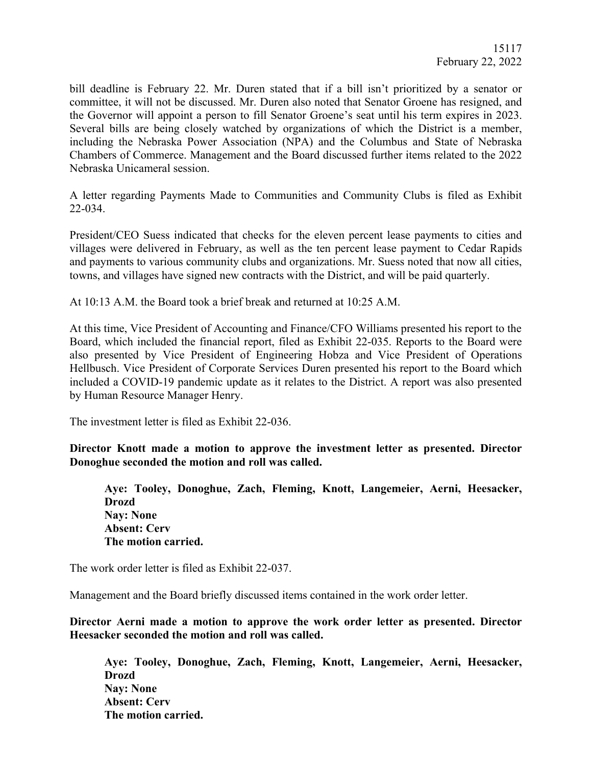bill deadline is February 22. Mr. Duren stated that if a bill isn't prioritized by a senator or committee, it will not be discussed. Mr. Duren also noted that Senator Groene has resigned, and the Governor will appoint a person to fill Senator Groene's seat until his term expires in 2023. Several bills are being closely watched by organizations of which the District is a member, including the Nebraska Power Association (NPA) and the Columbus and State of Nebraska Chambers of Commerce. Management and the Board discussed further items related to the 2022 Nebraska Unicameral session.

A letter regarding Payments Made to Communities and Community Clubs is filed as Exhibit 22-034.

President/CEO Suess indicated that checks for the eleven percent lease payments to cities and villages were delivered in February, as well as the ten percent lease payment to Cedar Rapids and payments to various community clubs and organizations. Mr. Suess noted that now all cities, towns, and villages have signed new contracts with the District, and will be paid quarterly.

At 10:13 A.M. the Board took a brief break and returned at 10:25 A.M.

At this time, Vice President of Accounting and Finance/CFO Williams presented his report to the Board, which included the financial report, filed as Exhibit 22-035. Reports to the Board were also presented by Vice President of Engineering Hobza and Vice President of Operations Hellbusch. Vice President of Corporate Services Duren presented his report to the Board which included a COVID-19 pandemic update as it relates to the District. A report was also presented by Human Resource Manager Henry.

The investment letter is filed as Exhibit 22-036.

**Director Knott made a motion to approve the investment letter as presented. Director Donoghue seconded the motion and roll was called.**

> **Aye: Tooley, Donoghue, Zach, Fleming, Knott, Langemeier, Aerni, Heesacker, Drozd**
> **Nay: None**
> **Absent: Cerv**
> **The motion carried.**

The work order letter is filed as Exhibit 22-037.

Management and the Board briefly discussed items contained in the work order letter.

**Director Aerni made a motion to approve the work order letter as presented. Director Heesacker seconded the motion and roll was called.**

> **Aye: Tooley, Donoghue, Zach, Fleming, Knott, Langemeier, Aerni, Heesacker, Drozd**
> **Nay: None**
> **Absent: Cerv**
> **The motion carried.**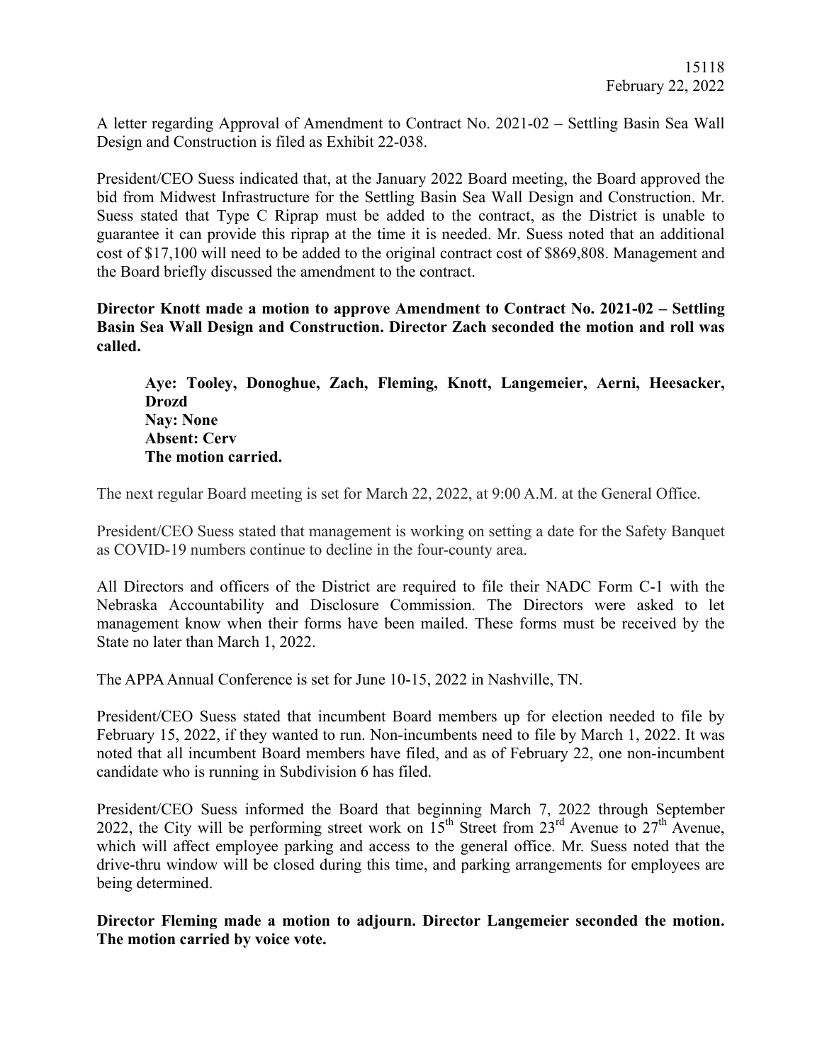A letter regarding Approval of Amendment to Contract No. 2021-02 – Settling Basin Sea Wall Design and Construction is filed as Exhibit 22-038.

President/CEO Suess indicated that, at the January 2022 Board meeting, the Board approved the bid from Midwest Infrastructure for the Settling Basin Sea Wall Design and Construction. Mr. Suess stated that Type C Riprap must be added to the contract, as the District is unable to guarantee it can provide this riprap at the time it is needed. Mr. Suess noted that an additional cost of $17,100 will need to be added to the original contract cost of $869,808. Management and the Board briefly discussed the amendment to the contract.

**Director Knott made a motion to approve Amendment to Contract No. 2021-02 – Settling Basin Sea Wall Design and Construction. Director Zach seconded the motion and roll was called.**

> **Aye: Tooley, Donoghue, Zach, Fleming, Knott, Langemeier, Aerni, Heesacker, Drozd**
> **Nay: None**
> **Absent: Cerv**
> **The motion carried.**

The next regular Board meeting is set for March 22, 2022, at 9:00 A.M. at the General Office.

President/CEO Suess stated that management is working on setting a date for the Safety Banquet as COVID-19 numbers continue to decline in the four-county area.

All Directors and officers of the District are required to file their NADC Form C-1 with the Nebraska Accountability and Disclosure Commission. The Directors were asked to let management know when their forms have been mailed. These forms must be received by the State no later than March 1, 2022.

The APPA Annual Conference is set for June 10-15, 2022 in Nashville, TN.

President/CEO Suess stated that incumbent Board members up for election needed to file by February 15, 2022, if they wanted to run. Non-incumbents need to file by March 1, 2022. It was noted that all incumbent Board members have filed, and as of February 22, one non-incumbent candidate who is running in Subdivision 6 has filed.

President/CEO Suess informed the Board that beginning March 7, 2022 through September 2022, the City will be performing street work on 15th Street from 23rd Avenue to 27th Avenue, which will affect employee parking and access to the general office. Mr. Suess noted that the drive-thru window will be closed during this time, and parking arrangements for employees are being determined.

**Director Fleming made a motion to adjourn. Director Langemeier seconded the motion. The motion carried by voice vote.**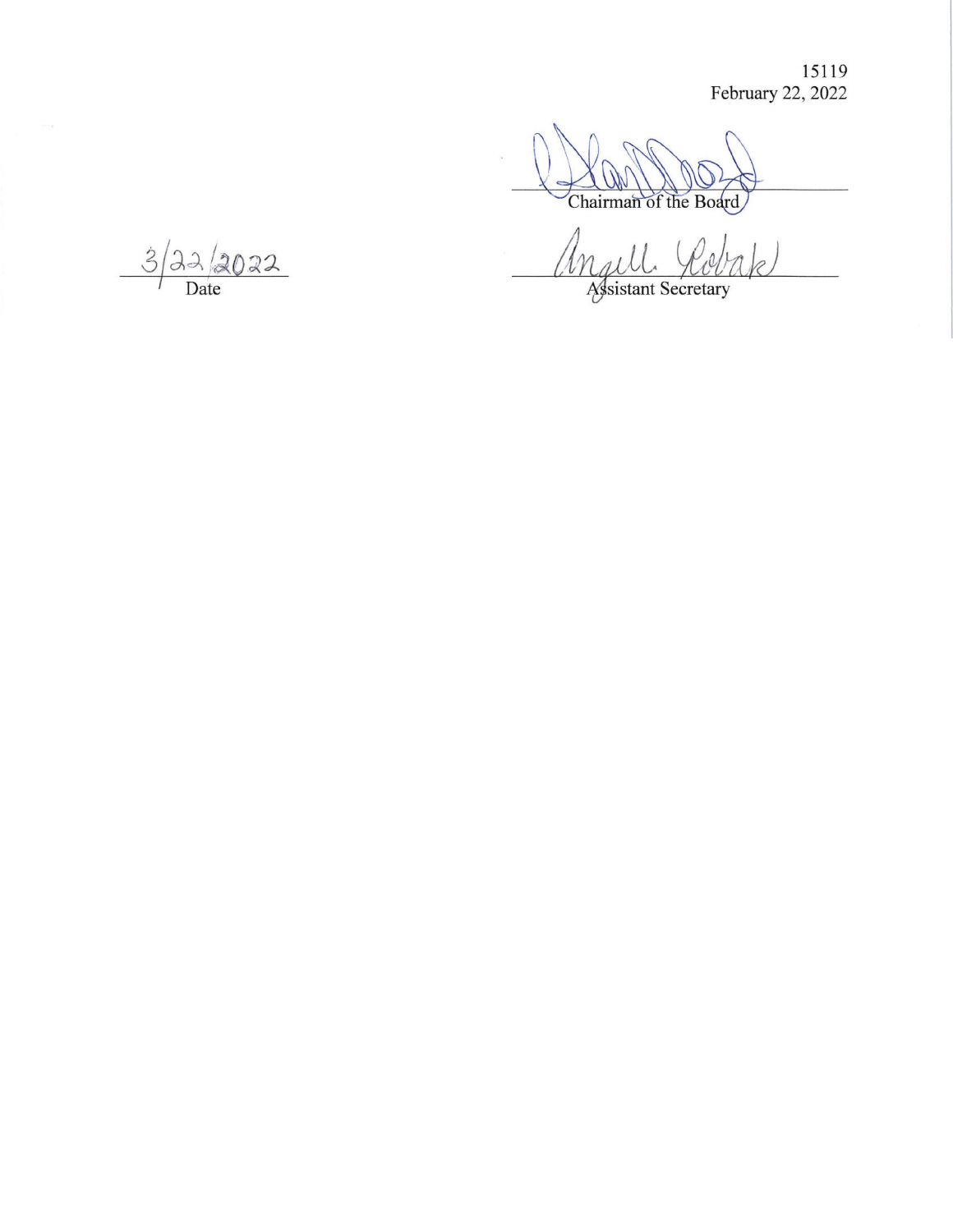15119
February 22, 2022

Chairman of the Board

3/22/2022
Date

Assistant Secretary